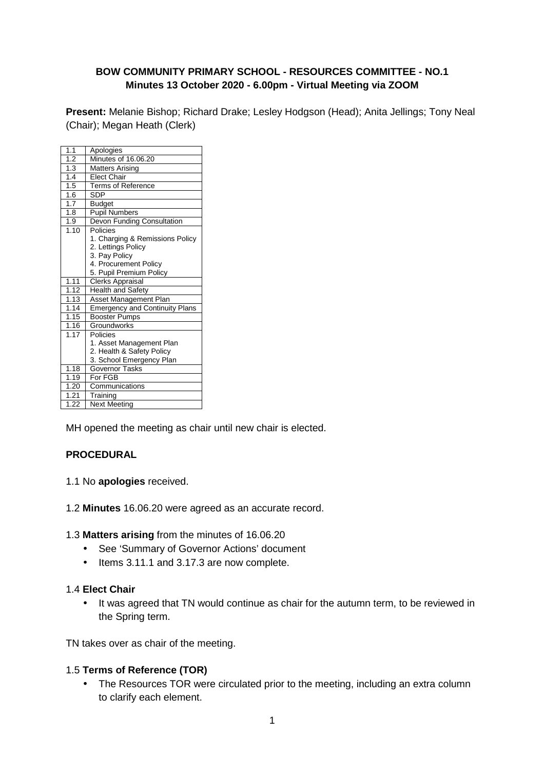**BOW COMMUNITY PRIMARY SCHOOL - RESOURCES COMMITTEE - NO.1**
**Minutes 13 October 2020 - 6.00pm - Virtual Meeting via ZOOM**

**Present:** Melanie Bishop; Richard Drake; Lesley Hodgson (Head); Anita Jellings; Tony Neal (Chair); Megan Heath (Clerk)

| | |
|---|---|
| 1.1 | Apologies |
| 1.2 | Minutes of 16.06.20 |
| 1.3 | Matters Arising |
| 1.4 | Elect Chair |
| 1.5 | Terms of Reference |
| 1.6 | SDP |
| 1.7 | Budget |
| 1.8 | Pupil Numbers |
| 1.9 | Devon Funding Consultation |
| 1.10 | Policies<br>1. Charging & Remissions Policy<br>2. Lettings Policy<br>3. Pay Policy<br>4. Procurement Policy<br>5. Pupil Premium Policy |
| 1.11 | Clerks Appraisal |
| 1.12 | Health and Safety |
| 1.13 | Asset Management Plan |
| 1.14 | Emergency and Continuity Plans |
| 1.15 | Booster Pumps |
| 1.16 | Groundworks |
| 1.17 | Policies<br>1. Asset Management Plan<br>2. Health & Safety Policy<br>3. School Emergency Plan |
| 1.18 | Governor Tasks |
| 1.19 | For FGB |
| 1.20 | Communications |
| 1.21 | Training |
| 1.22 | Next Meeting |

MH opened the meeting as chair until new chair is elected.

**PROCEDURAL**

1.1 No **apologies** received.

1.2 **Minutes** 16.06.20 were agreed as an accurate record.

1.3 **Matters arising** from the minutes of 16.06.20

- See 'Summary of Governor Actions' document
- Items 3.11.1 and 3.17.3 are now complete.

1.4 **Elect Chair**

- It was agreed that TN would continue as chair for the autumn term, to be reviewed in the Spring term.

TN takes over as chair of the meeting.

1.5 **Terms of Reference (TOR)**

- The Resources TOR were circulated prior to the meeting, including an extra column to clarify each element.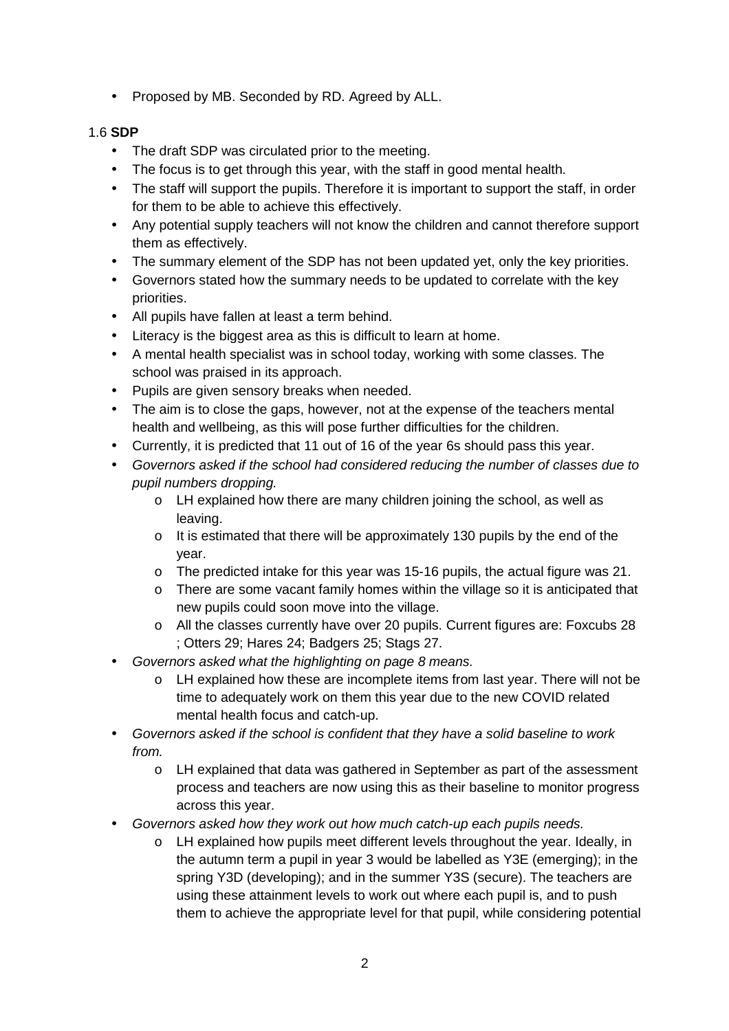- Proposed by MB. Seconded by RD. Agreed by ALL.

1.6 **SDP**

- The draft SDP was circulated prior to the meeting.
- The focus is to get through this year, with the staff in good mental health.
- The staff will support the pupils. Therefore it is important to support the staff, in order for them to be able to achieve this effectively.
- Any potential supply teachers will not know the children and cannot therefore support them as effectively.
- The summary element of the SDP has not been updated yet, only the key priorities.
- Governors stated how the summary needs to be updated to correlate with the key priorities.
- All pupils have fallen at least a term behind.
- Literacy is the biggest area as this is difficult to learn at home.
- A mental health specialist was in school today, working with some classes. The school was praised in its approach.
- Pupils are given sensory breaks when needed.
- The aim is to close the gaps, however, not at the expense of the teachers mental health and wellbeing, as this will pose further difficulties for the children.
- Currently, it is predicted that 11 out of 16 of the year 6s should pass this year.
- *Governors asked if the school had considered reducing the number of classes due to pupil numbers dropping.*
    - LH explained how there are many children joining the school, as well as leaving.
    - It is estimated that there will be approximately 130 pupils by the end of the year.
    - The predicted intake for this year was 15-16 pupils, the actual figure was 21.
    - There are some vacant family homes within the village so it is anticipated that new pupils could soon move into the village.
    - All the classes currently have over 20 pupils. Current figures are: Foxcubs 28 ; Otters 29; Hares 24; Badgers 25; Stags 27.
- *Governors asked what the highlighting on page 8 means.*
    - LH explained how these are incomplete items from last year. There will not be time to adequately work on them this year due to the new COVID related mental health focus and catch-up.
- *Governors asked if the school is confident that they have a solid baseline to work from.*
    - LH explained that data was gathered in September as part of the assessment process and teachers are now using this as their baseline to monitor progress across this year.
- *Governors asked how they work out how much catch-up each pupils needs.*
    - LH explained how pupils meet different levels throughout the year. Ideally, in the autumn term a pupil in year 3 would be labelled as Y3E (emerging); in the spring Y3D (developing); and in the summer Y3S (secure). The teachers are using these attainment levels to work out where each pupil is, and to push them to achieve the appropriate level for that pupil, while considering potential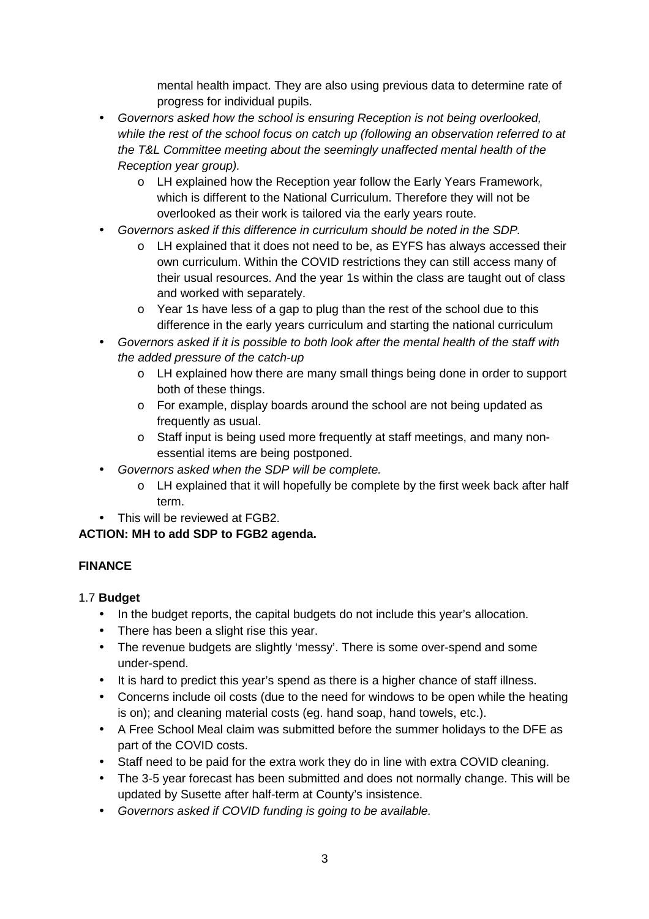mental health impact. They are also using previous data to determine rate of progress for individual pupils.

- *Governors asked how the school is ensuring Reception is not being overlooked, while the rest of the school focus on catch up (following an observation referred to at the T&L Committee meeting about the seemingly unaffected mental health of the Reception year group).*
    - LH explained how the Reception year follow the Early Years Framework, which is different to the National Curriculum. Therefore they will not be overlooked as their work is tailored via the early years route.
- *Governors asked if this difference in curriculum should be noted in the SDP.*
    - LH explained that it does not need to be, as EYFS has always accessed their own curriculum. Within the COVID restrictions they can still access many of their usual resources. And the year 1s within the class are taught out of class and worked with separately.
    - Year 1s have less of a gap to plug than the rest of the school due to this difference in the early years curriculum and starting the national curriculum
- *Governors asked if it is possible to both look after the mental health of the staff with the added pressure of the catch-up*
    - LH explained how there are many small things being done in order to support both of these things.
    - For example, display boards around the school are not being updated as frequently as usual.
    - Staff input is being used more frequently at staff meetings, and many non-essential items are being postponed.
- *Governors asked when the SDP will be complete.*
    - LH explained that it will hopefully be complete by the first week back after half term.
- This will be reviewed at FGB2.

**ACTION: MH to add SDP to FGB2 agenda.**

**FINANCE**

1.7 **Budget**

- In the budget reports, the capital budgets do not include this year's allocation.
- There has been a slight rise this year.
- The revenue budgets are slightly 'messy'. There is some over-spend and some under-spend.
- It is hard to predict this year's spend as there is a higher chance of staff illness.
- Concerns include oil costs (due to the need for windows to be open while the heating is on); and cleaning material costs (eg. hand soap, hand towels, etc.).
- A Free School Meal claim was submitted before the summer holidays to the DFE as part of the COVID costs.
- Staff need to be paid for the extra work they do in line with extra COVID cleaning.
- The 3-5 year forecast has been submitted and does not normally change. This will be updated by Susette after half-term at County's insistence.
- *Governors asked if COVID funding is going to be available.*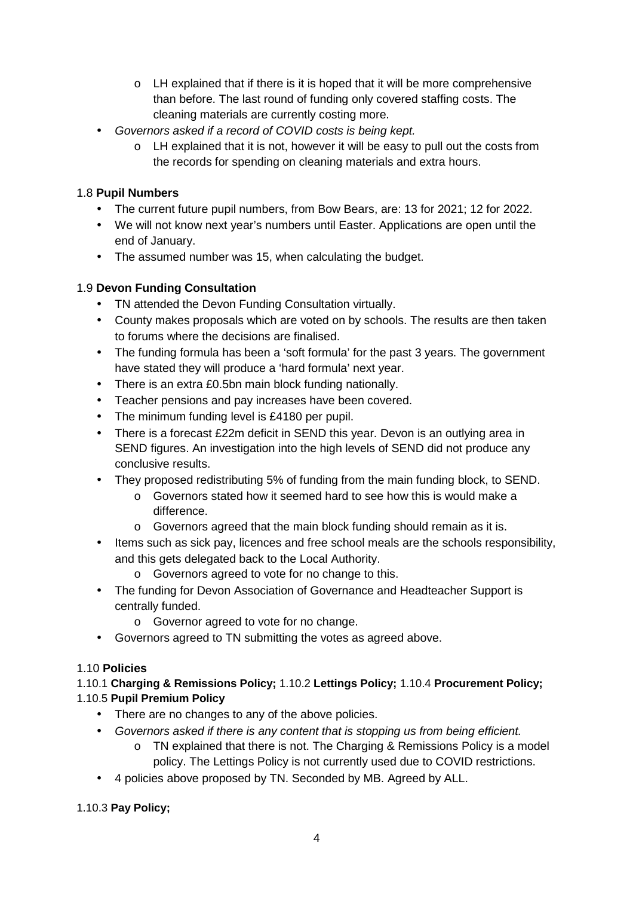- LH explained that if there is it is hoped that it will be more comprehensive than before. The last round of funding only covered staffing costs. The cleaning materials are currently costing more.
- *Governors asked if a record of COVID costs is being kept.*
  - LH explained that it is not, however it will be easy to pull out the costs from the records for spending on cleaning materials and extra hours.

1.8 **Pupil Numbers**

- The current future pupil numbers, from Bow Bears, are: 13 for 2021; 12 for 2022.
- We will not know next year's numbers until Easter. Applications are open until the end of January.
- The assumed number was 15, when calculating the budget.

1.9 **Devon Funding Consultation**

- TN attended the Devon Funding Consultation virtually.
- County makes proposals which are voted on by schools. The results are then taken to forums where the decisions are finalised.
- The funding formula has been a 'soft formula' for the past 3 years. The government have stated they will produce a 'hard formula' next year.
- There is an extra £0.5bn main block funding nationally.
- Teacher pensions and pay increases have been covered.
- The minimum funding level is £4180 per pupil.
- There is a forecast £22m deficit in SEND this year. Devon is an outlying area in SEND figures. An investigation into the high levels of SEND did not produce any conclusive results.
- They proposed redistributing 5% of funding from the main funding block, to SEND.
  - Governors stated how it seemed hard to see how this is would make a difference.
  - Governors agreed that the main block funding should remain as it is.
- Items such as sick pay, licences and free school meals are the schools responsibility, and this gets delegated back to the Local Authority.
  - Governors agreed to vote for no change to this.
- The funding for Devon Association of Governance and Headteacher Support is centrally funded.
  - Governor agreed to vote for no change.
- Governors agreed to TN submitting the votes as agreed above.

1.10 **Policies**

1.10.1 **Charging & Remissions Policy;** 1.10.2 **Lettings Policy;** 1.10.4 **Procurement Policy;** 1.10.5 **Pupil Premium Policy**

- There are no changes to any of the above policies.
- *Governors asked if there is any content that is stopping us from being efficient.*
  - TN explained that there is not. The Charging & Remissions Policy is a model policy. The Lettings Policy is not currently used due to COVID restrictions.
- 4 policies above proposed by TN. Seconded by MB. Agreed by ALL.

1.10.3 **Pay Policy;**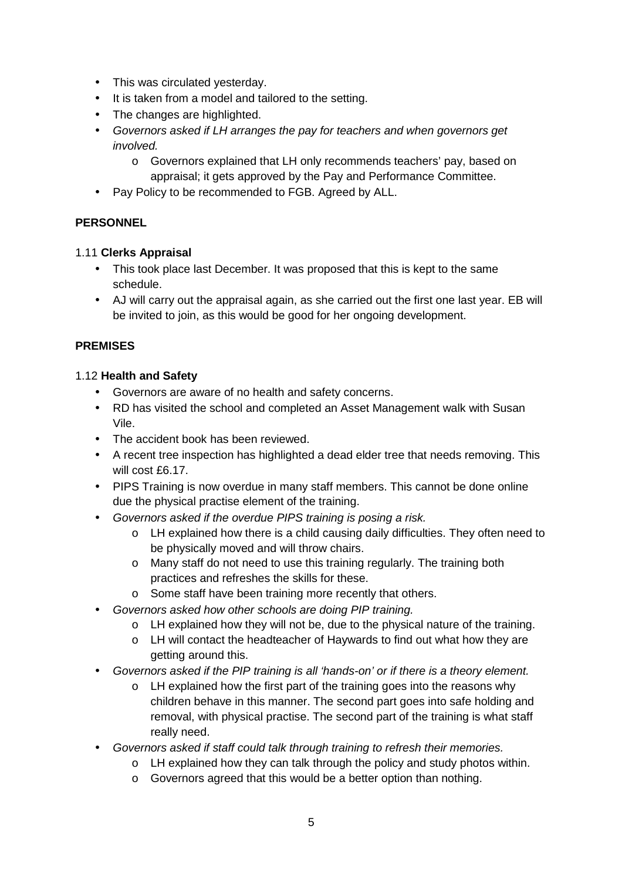- This was circulated yesterday.
- It is taken from a model and tailored to the setting.
- The changes are highlighted.
- *Governors asked if LH arranges the pay for teachers and when governors get involved.*
    - Governors explained that LH only recommends teachers' pay, based on appraisal; it gets approved by the Pay and Performance Committee.
- Pay Policy to be recommended to FGB. Agreed by ALL.

**PERSONNEL**

1.11 **Clerks Appraisal**

- This took place last December. It was proposed that this is kept to the same schedule.
- AJ will carry out the appraisal again, as she carried out the first one last year. EB will be invited to join, as this would be good for her ongoing development.

**PREMISES**

1.12 **Health and Safety**

- Governors are aware of no health and safety concerns.
- RD has visited the school and completed an Asset Management walk with Susan Vile.
- The accident book has been reviewed.
- A recent tree inspection has highlighted a dead elder tree that needs removing. This will cost £6.17.
- PIPS Training is now overdue in many staff members. This cannot be done online due the physical practise element of the training.
- *Governors asked if the overdue PIPS training is posing a risk.*
    - LH explained how there is a child causing daily difficulties. They often need to be physically moved and will throw chairs.
    - Many staff do not need to use this training regularly. The training both practices and refreshes the skills for these.
    - Some staff have been training more recently that others.
- *Governors asked how other schools are doing PIP training.*
    - LH explained how they will not be, due to the physical nature of the training.
    - LH will contact the headteacher of Haywards to find out what how they are getting around this.
- *Governors asked if the PIP training is all 'hands-on' or if there is a theory element.*
    - LH explained how the first part of the training goes into the reasons why children behave in this manner. The second part goes into safe holding and removal, with physical practise. The second part of the training is what staff really need.
- *Governors asked if staff could talk through training to refresh their memories.*
    - LH explained how they can talk through the policy and study photos within.
    - Governors agreed that this would be a better option than nothing.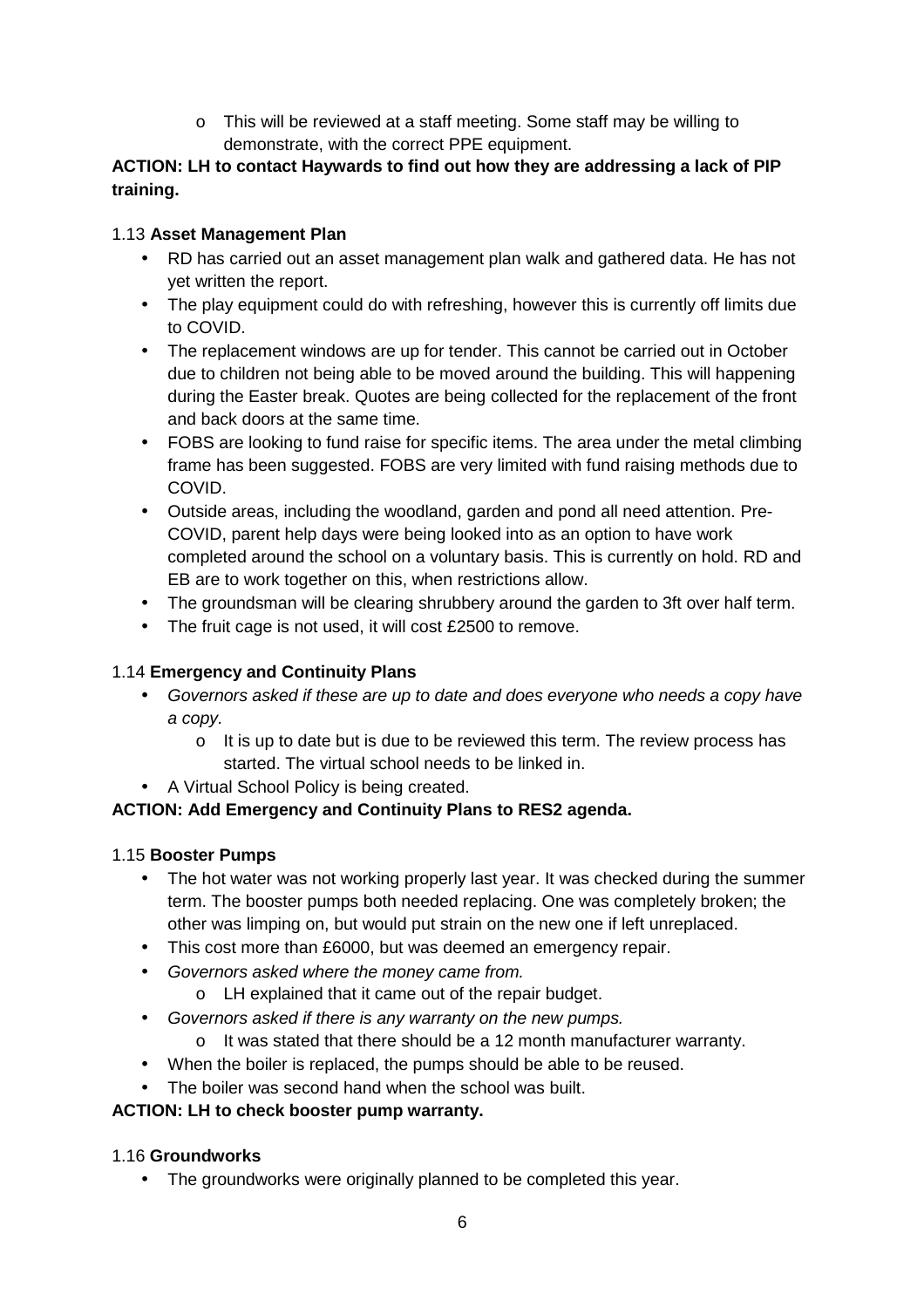- This will be reviewed at a staff meeting. Some staff may be willing to demonstrate, with the correct PPE equipment.

**ACTION: LH to contact Haywards to find out how they are addressing a lack of PIP training.**

1.13 **Asset Management Plan**

- RD has carried out an asset management plan walk and gathered data. He has not yet written the report.
- The play equipment could do with refreshing, however this is currently off limits due to COVID.
- The replacement windows are up for tender. This cannot be carried out in October due to children not being able to be moved around the building. This will happening during the Easter break. Quotes are being collected for the replacement of the front and back doors at the same time.
- FOBS are looking to fund raise for specific items. The area under the metal climbing frame has been suggested. FOBS are very limited with fund raising methods due to COVID.
- Outside areas, including the woodland, garden and pond all need attention. Pre-COVID, parent help days were being looked into as an option to have work completed around the school on a voluntary basis. This is currently on hold. RD and EB are to work together on this, when restrictions allow.
- The groundsman will be clearing shrubbery around the garden to 3ft over half term.
- The fruit cage is not used, it will cost £2500 to remove.

1.14 **Emergency and Continuity Plans**

- *Governors asked if these are up to date and does everyone who needs a copy have a copy.*
  - It is up to date but is due to be reviewed this term. The review process has started. The virtual school needs to be linked in.
- A Virtual School Policy is being created.

**ACTION: Add Emergency and Continuity Plans to RES2 agenda.**

1.15 **Booster Pumps**

- The hot water was not working properly last year. It was checked during the summer term. The booster pumps both needed replacing. One was completely broken; the other was limping on, but would put strain on the new one if left unreplaced.
- This cost more than £6000, but was deemed an emergency repair.
- *Governors asked where the money came from.*
  - LH explained that it came out of the repair budget.
- *Governors asked if there is any warranty on the new pumps.*
  - It was stated that there should be a 12 month manufacturer warranty.
- When the boiler is replaced, the pumps should be able to be reused.
- The boiler was second hand when the school was built.

**ACTION: LH to check booster pump warranty.**

1.16 **Groundworks**

- The groundworks were originally planned to be completed this year.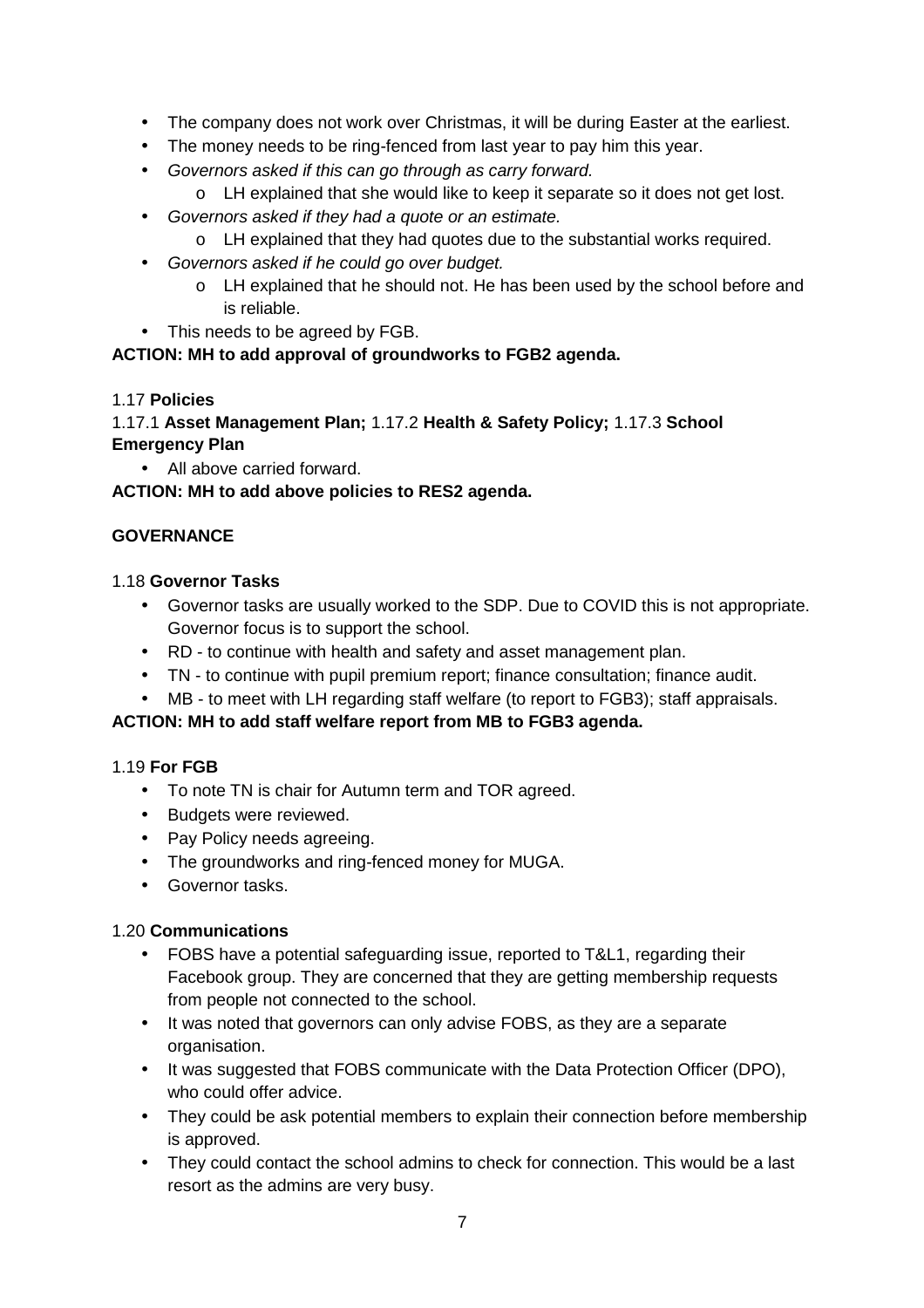- The company does not work over Christmas, it will be during Easter at the earliest.
- The money needs to be ring-fenced from last year to pay him this year.
- *Governors asked if this can go through as carry forward.*
    - LH explained that she would like to keep it separate so it does not get lost.
- *Governors asked if they had a quote or an estimate.*
    - LH explained that they had quotes due to the substantial works required.
- *Governors asked if he could go over budget.*
    - LH explained that he should not. He has been used by the school before and is reliable.
- This needs to be agreed by FGB.

**ACTION: MH to add approval of groundworks to FGB2 agenda.**

1.17 **Policies**

1.17.1 **Asset Management Plan;** 1.17.2 **Health & Safety Policy;** 1.17.3 **School Emergency Plan**

- All above carried forward.

**ACTION: MH to add above policies to RES2 agenda.**

**GOVERNANCE**

1.18 **Governor Tasks**

- Governor tasks are usually worked to the SDP. Due to COVID this is not appropriate. Governor focus is to support the school.
- RD - to continue with health and safety and asset management plan.
- TN - to continue with pupil premium report; finance consultation; finance audit.
- MB - to meet with LH regarding staff welfare (to report to FGB3); staff appraisals.

**ACTION: MH to add staff welfare report from MB to FGB3 agenda.**

1.19 **For FGB**

- To note TN is chair for Autumn term and TOR agreed.
- Budgets were reviewed.
- Pay Policy needs agreeing.
- The groundworks and ring-fenced money for MUGA.
- Governor tasks.

1.20 **Communications**

- FOBS have a potential safeguarding issue, reported to T&L1, regarding their Facebook group. They are concerned that they are getting membership requests from people not connected to the school.
- It was noted that governors can only advise FOBS, as they are a separate organisation.
- It was suggested that FOBS communicate with the Data Protection Officer (DPO), who could offer advice.
- They could be ask potential members to explain their connection before membership is approved.
- They could contact the school admins to check for connection. This would be a last resort as the admins are very busy.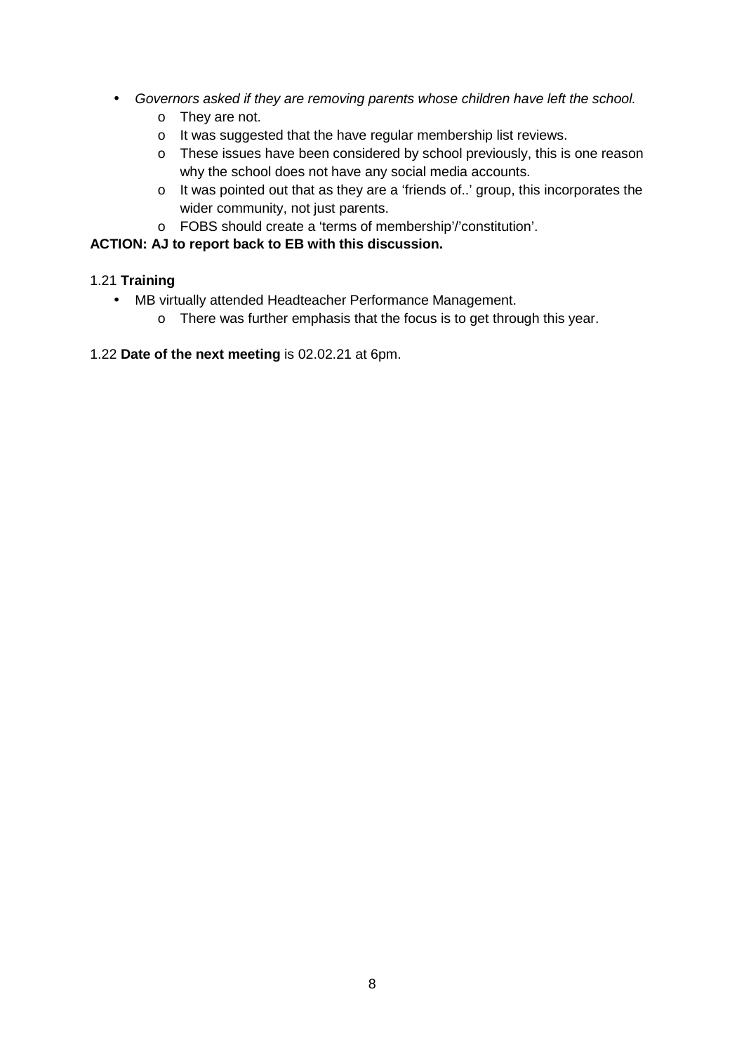- *Governors asked if they are removing parents whose children have left the school.*
    - They are not.
    - It was suggested that the have regular membership list reviews.
    - These issues have been considered by school previously, this is one reason why the school does not have any social media accounts.
    - It was pointed out that as they are a 'friends of..' group, this incorporates the wider community, not just parents.
    - FOBS should create a 'terms of membership'/'constitution'.

**ACTION: AJ to report back to EB with this discussion.**

1.21 **Training**

- MB virtually attended Headteacher Performance Management.
    - There was further emphasis that the focus is to get through this year.

1.22 **Date of the next meeting** is 02.02.21 at 6pm.